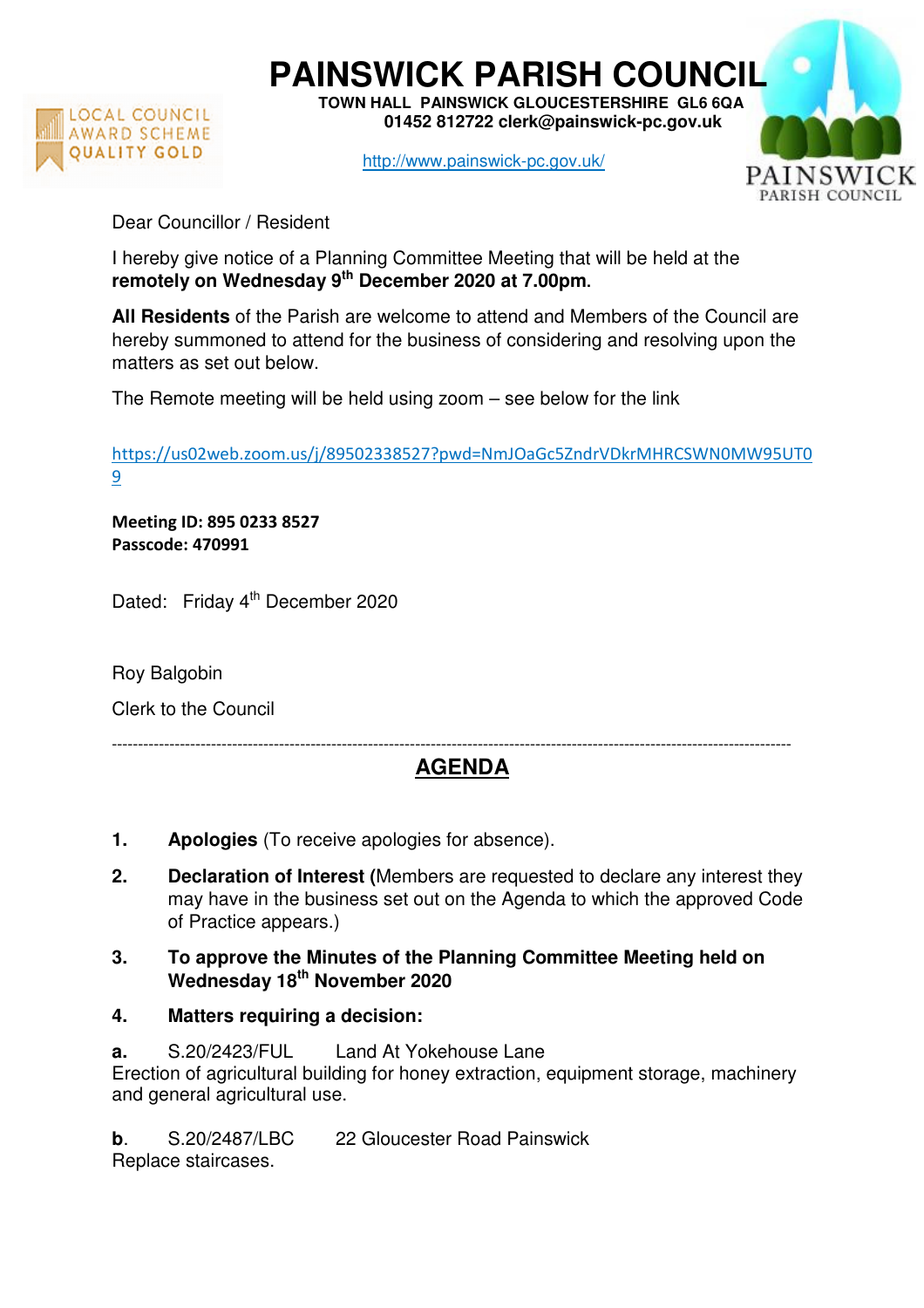# PAINSWICK PARISH COUNCIL

**TOWN HALL PAINSWICK GLOUCESTERSHIRE GL6 6QA**
**01452 812722 clerk@painswick-pc.gov.uk**

http://www.painswick-pc.gov.uk/

LOCAL COUNCIL AWARD SCHEME QUALITY GOLD

PAINSWICK PARISH COUNCIL

Dear Councillor / Resident

I hereby give notice of a Planning Committee Meeting that will be held at the **remotely on Wednesday 9th December 2020 at 7.00pm.**

**All Residents** of the Parish are welcome to attend and Members of the Council are hereby summoned to attend for the business of considering and resolving upon the matters as set out below.

The Remote meeting will be held using zoom – see below for the link

https://us02web.zoom.us/j/89502338527?pwd=NmJOaGc5ZndrVDkrMHRCSWN0MW95UT09

**Meeting ID: 895 0233 8527**
**Passcode: 470991**

Dated: Friday 4th December 2020

Roy Balgobin

Clerk to the Council

---

## AGENDA

1. **Apologies** (To receive apologies for absence).

2. **Declaration of Interest (**Members are requested to declare any interest they may have in the business set out on the Agenda to which the approved Code of Practice appears.)

3. **To approve the Minutes of the Planning Committee Meeting held on Wednesday 18th November 2020**

4. **Matters requiring a decision:**

**a.** S.20/2423/FUL Land At Yokehouse Lane
Erection of agricultural building for honey extraction, equipment storage, machinery and general agricultural use.

**b**. S.20/2487/LBC 22 Gloucester Road Painswick
Replace staircases.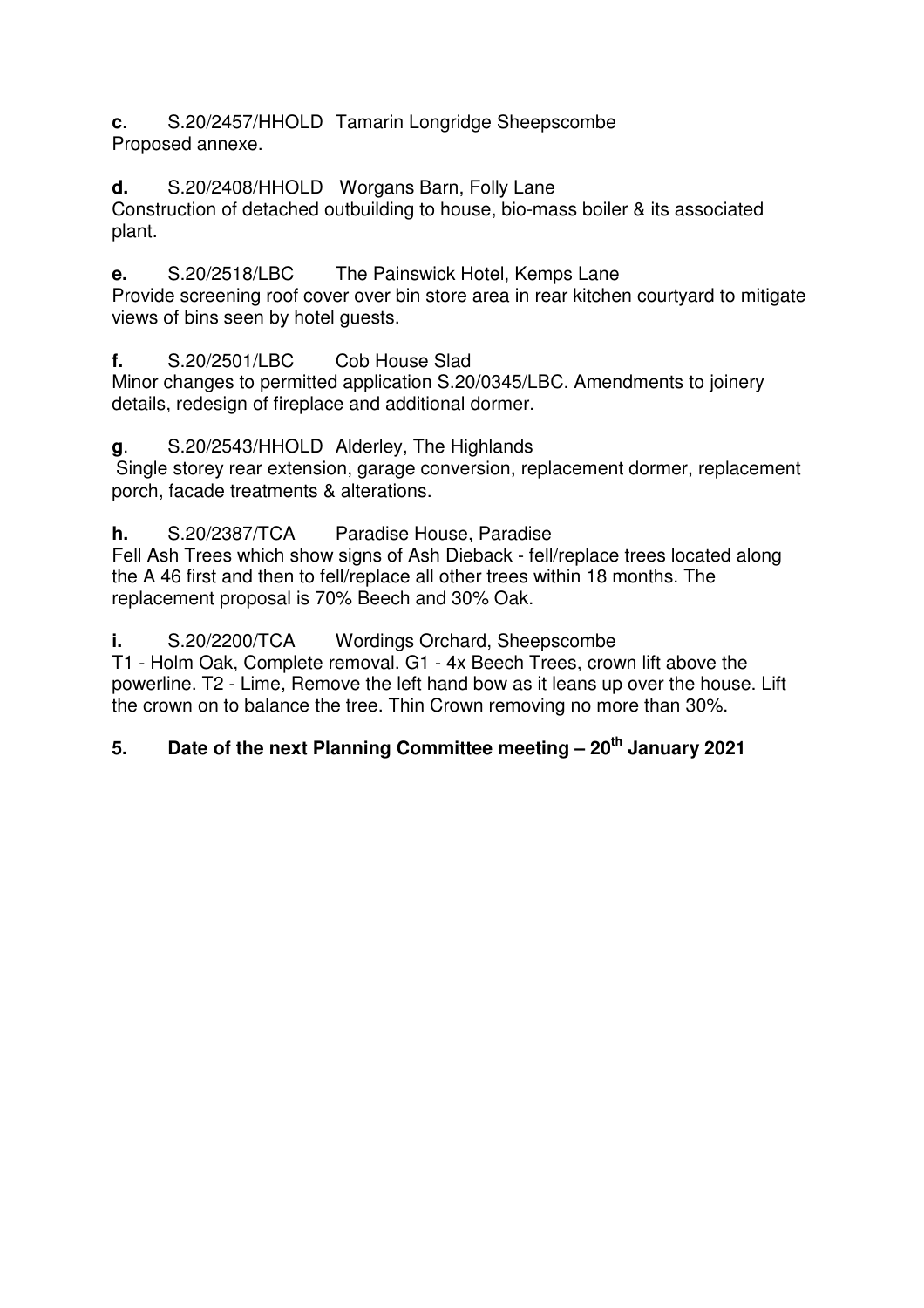**c**. S.20/2457/HHOLD Tamarin Longridge Sheepscombe
Proposed annexe.

**d.** S.20/2408/HHOLD Worgans Barn, Folly Lane
Construction of detached outbuilding to house, bio-mass boiler & its associated plant.

**e.** S.20/2518/LBC The Painswick Hotel, Kemps Lane
Provide screening roof cover over bin store area in rear kitchen courtyard to mitigate views of bins seen by hotel guests.

**f.** S.20/2501/LBC Cob House Slad
Minor changes to permitted application S.20/0345/LBC. Amendments to joinery details, redesign of fireplace and additional dormer.

**g**. S.20/2543/HHOLD Alderley, The Highlands
Single storey rear extension, garage conversion, replacement dormer, replacement porch, facade treatments & alterations.

**h.** S.20/2387/TCA Paradise House, Paradise
Fell Ash Trees which show signs of Ash Dieback - fell/replace trees located along the A 46 first and then to fell/replace all other trees within 18 months. The replacement proposal is 70% Beech and 30% Oak.

**i.** S.20/2200/TCA Wordings Orchard, Sheepscombe
T1 - Holm Oak, Complete removal. G1 - 4x Beech Trees, crown lift above the powerline. T2 - Lime, Remove the left hand bow as it leans up over the house. Lift the crown on to balance the tree. Thin Crown removing no more than 30%.

## 5. Date of the next Planning Committee meeting – 20th January 2021